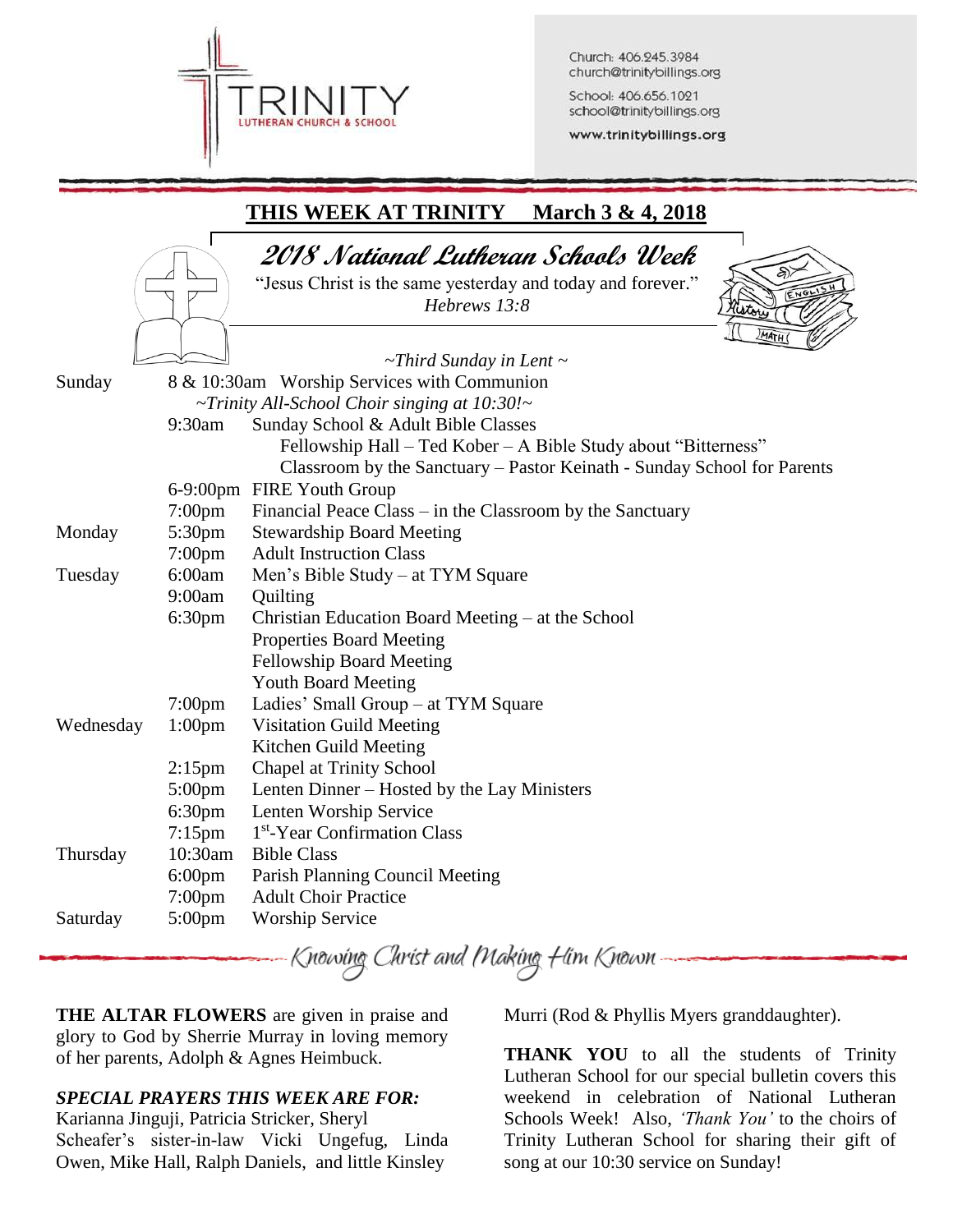TRINITY
LUTHERAN CHURCH & SCHOOL

Church: 406.245.3984
church@trinitybillings.org

School: 406.656.1021
school@trinitybillings.org

www.trinitybillings.org

## THIS WEEK AT TRINITY    March 3 & 4, 2018

### 2018 National Lutheran Schools Week

"Jesus Christ is the same yesterday and today and forever."
*Hebrews 13:8*

*~Third Sunday in Lent ~*

| | | |
|---|---|---|
| Sunday | 8 & 10:30am | Worship Services with Communion |
| | | *~Trinity All-School Choir singing at 10:30!~* |
| | 9:30am | Sunday School & Adult Bible Classes |
| | | Fellowship Hall – Ted Kober – A Bible Study about "Bitterness" |
| | | Classroom by the Sanctuary – Pastor Keinath - Sunday School for Parents |
| | 6-9:00pm | FIRE Youth Group |
| | 7:00pm | Financial Peace Class – in the Classroom by the Sanctuary |
| Monday | 5:30pm | Stewardship Board Meeting |
| | 7:00pm | Adult Instruction Class |
| Tuesday | 6:00am | Men's Bible Study – at TYM Square |
| | 9:00am | Quilting |
| | 6:30pm | Christian Education Board Meeting – at the School |
| | | Properties Board Meeting |
| | | Fellowship Board Meeting |
| | | Youth Board Meeting |
| | 7:00pm | Ladies' Small Group – at TYM Square |
| Wednesday | 1:00pm | Visitation Guild Meeting |
| | | Kitchen Guild Meeting |
| | 2:15pm | Chapel at Trinity School |
| | 5:00pm | Lenten Dinner – Hosted by the Lay Ministers |
| | 6:30pm | Lenten Worship Service |
| | 7:15pm | 1st-Year Confirmation Class |
| Thursday | 10:30am | Bible Class |
| | 6:00pm | Parish Planning Council Meeting |
| | 7:00pm | Adult Choir Practice |
| Saturday | 5:00pm | Worship Service |

*Knowing Christ and Making Him Known*

**THE ALTAR FLOWERS** are given in praise and glory to God by Sherrie Murray in loving memory of her parents, Adolph & Agnes Heimbuck.

***SPECIAL PRAYERS THIS WEEK ARE FOR:***
Karianna Jinguji, Patricia Stricker, Sheryl Scheafer's sister-in-law Vicki Ungefug, Linda Owen, Mike Hall, Ralph Daniels, and little Kinsley Murri (Rod & Phyllis Myers granddaughter).

**THANK YOU** to all the students of Trinity Lutheran School for our special bulletin covers this weekend in celebration of National Lutheran Schools Week! Also, *'Thank You'* to the choirs of Trinity Lutheran School for sharing their gift of song at our 10:30 service on Sunday!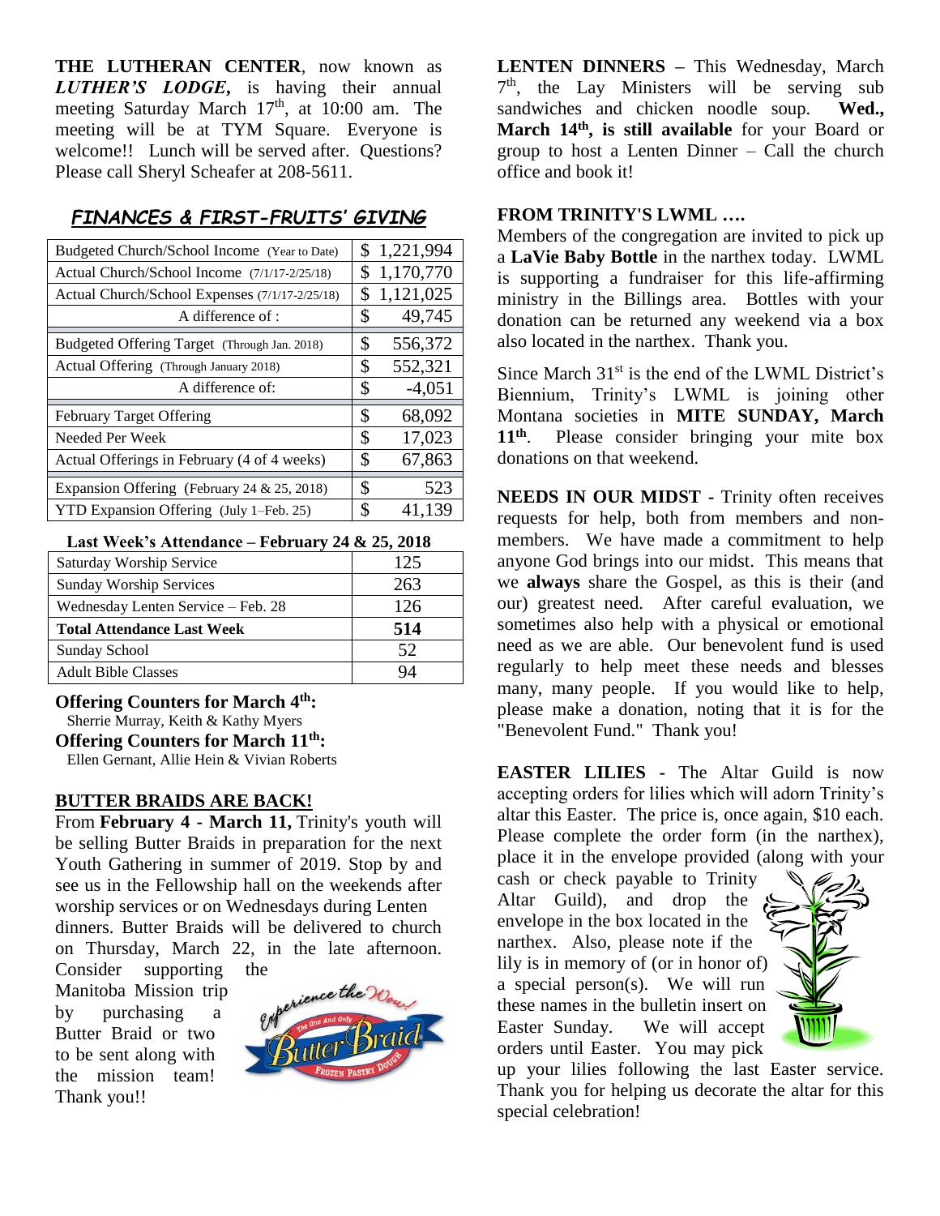**THE LUTHERAN CENTER**, now known as ***LUTHER'S LODGE***, is having their annual meeting Saturday March 17th, at 10:00 am. The meeting will be at TYM Square. Everyone is welcome!! Lunch will be served after. Questions? Please call Sheryl Scheafer at 208-5611.

## *FINANCES & FIRST-FRUITS' GIVING*

| | |
|---|---|
| Budgeted Church/School Income (Year to Date) | $ 1,221,994 |
| Actual Church/School Income (7/1/17-2/25/18) | $ 1,170,770 |
| Actual Church/School Expenses (7/1/17-2/25/18) | $ 1,121,025 |
| A difference of : | $ 49,745 |
| Budgeted Offering Target (Through Jan. 2018) | $ 556,372 |
| Actual Offering (Through January 2018) | $ 552,321 |
| A difference of: | $ -4,051 |
| February Target Offering | $ 68,092 |
| Needed Per Week | $ 17,023 |
| Actual Offerings in February (4 of 4 weeks) | $ 67,863 |
| Expansion Offering (February 24 & 25, 2018) | $ 523 |
| YTD Expansion Offering (July 1–Feb. 25) | $ 41,139 |

**Last Week's Attendance – February 24 & 25, 2018**

| | |
|---|---|
| Saturday Worship Service | 125 |
| Sunday Worship Services | 263 |
| Wednesday Lenten Service – Feb. 28 | 126 |
| **Total Attendance Last Week** | **514** |
| Sunday School | 52 |
| Adult Bible Classes | 94 |

**Offering Counters for March 4th:**
Sherrie Murray, Keith & Kathy Myers

**Offering Counters for March 11th:**
Ellen Gernant, Allie Hein & Vivian Roberts

**BUTTER BRAIDS ARE BACK!**

From **February 4 - March 11,** Trinity's youth will be selling Butter Braids in preparation for the next Youth Gathering in summer of 2019. Stop by and see us in the Fellowship hall on the weekends after worship services or on Wednesdays during Lenten dinners. Butter Braids will be delivered to church on Thursday, March 22, in the late afternoon. Consider supporting the Manitoba Mission trip by purchasing a Butter Braid or two to be sent along with the mission team! Thank you!!

**LENTEN DINNERS –** This Wednesday, March 7th, the Lay Ministers will be serving sub sandwiches and chicken noodle soup. **Wed., March 14th, is still available** for your Board or group to host a Lenten Dinner – Call the church office and book it!

**FROM TRINITY'S LWML ….**

Members of the congregation are invited to pick up a **LaVie Baby Bottle** in the narthex today. LWML is supporting a fundraiser for this life-affirming ministry in the Billings area. Bottles with your donation can be returned any weekend via a box also located in the narthex. Thank you.

Since March 31st is the end of the LWML District's Biennium, Trinity's LWML is joining other Montana societies in **MITE SUNDAY, March 11th**. Please consider bringing your mite box donations on that weekend.

**NEEDS IN OUR MIDST -** Trinity often receives requests for help, both from members and non-members. We have made a commitment to help anyone God brings into our midst. This means that we **always** share the Gospel, as this is their (and our) greatest need. After careful evaluation, we sometimes also help with a physical or emotional need as we are able. Our benevolent fund is used regularly to help meet these needs and blesses many, many people. If you would like to help, please make a donation, noting that it is for the "Benevolent Fund." Thank you!

**EASTER LILIES -** The Altar Guild is now accepting orders for lilies which will adorn Trinity's altar this Easter. The price is, once again, $10 each. Please complete the order form (in the narthex), place it in the envelope provided (along with your cash or check payable to Trinity Altar Guild), and drop the envelope in the box located in the narthex. Also, please note if the lily is in memory of (or in honor of) a special person(s). We will run these names in the bulletin insert on Easter Sunday. We will accept orders until Easter. You may pick up your lilies following the last Easter service. Thank you for helping us decorate the altar for this special celebration!